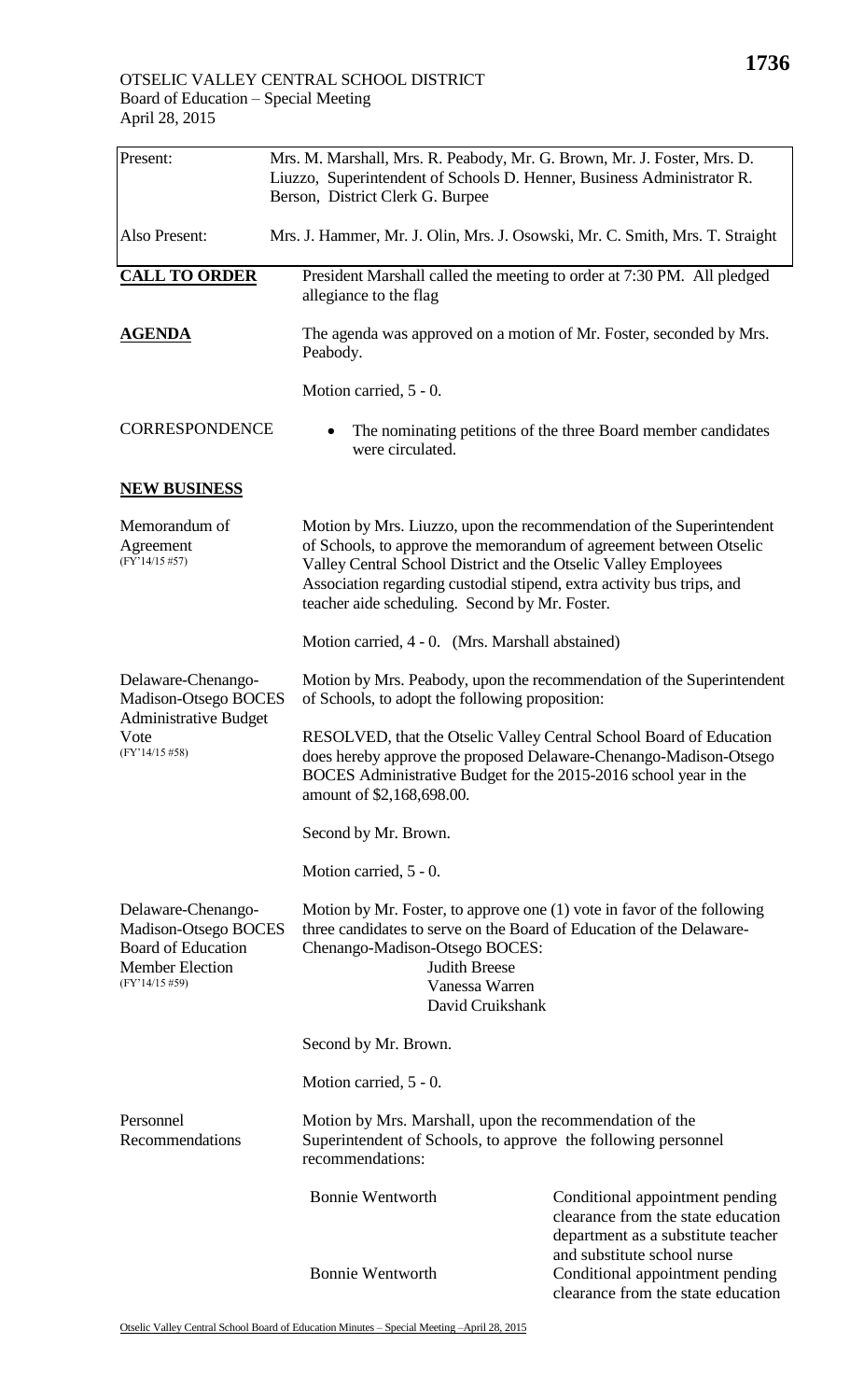OTSELIC VALLEY CENTRAL SCHOOL DISTRICT
Board of Education – Special Meeting
April 28, 2015

| | |
|---|---|
| Present: | Mrs. M. Marshall, Mrs. R. Peabody, Mr. G. Brown, Mr. J. Foster, Mrs. D. Liuzzo, Superintendent of Schools D. Henner, Business Administrator R. Berson, District Clerk G. Burpee |
| Also Present: | Mrs. J. Hammer, Mr. J. Olin, Mrs. J. Osowski, Mr. C. Smith, Mrs. T. Straight |

**CALL TO ORDER**

President Marshall called the meeting to order at 7:30 PM. All pledged allegiance to the flag

**AGENDA**

The agenda was approved on a motion of Mr. Foster, seconded by Mrs. Peabody.

Motion carried, 5 - 0.

CORRESPONDENCE

- The nominating petitions of the three Board member candidates were circulated.

**NEW BUSINESS**

Memorandum of Agreement (FY'14/15 #57)

Motion by Mrs. Liuzzo, upon the recommendation of the Superintendent of Schools, to approve the memorandum of agreement between Otselic Valley Central School District and the Otselic Valley Employees Association regarding custodial stipend, extra activity bus trips, and teacher aide scheduling. Second by Mr. Foster.

Motion carried, 4 - 0. (Mrs. Marshall abstained)

Delaware-Chenango-Madison-Otsego BOCES Administrative Budget Vote (FY'14/15 #58)

Motion by Mrs. Peabody, upon the recommendation of the Superintendent of Schools, to adopt the following proposition:

RESOLVED, that the Otselic Valley Central School Board of Education does hereby approve the proposed Delaware-Chenango-Madison-Otsego BOCES Administrative Budget for the 2015-2016 school year in the amount of $2,168,698.00.

Second by Mr. Brown.

Motion carried, 5 - 0.

Delaware-Chenango-Madison-Otsego BOCES Board of Education Member Election (FY'14/15 #59)

Motion by Mr. Foster, to approve one (1) vote in favor of the following three candidates to serve on the Board of Education of the Delaware-Chenango-Madison-Otsego BOCES:

Judith Breese
Vanessa Warren
David Cruikshank

Second by Mr. Brown.

Motion carried, 5 - 0.

Personnel Recommendations

Motion by Mrs. Marshall, upon the recommendation of the Superintendent of Schools, to approve the following personnel recommendations:

| | |
|---|---|
| Bonnie Wentworth | Conditional appointment pending clearance from the state education department as a substitute teacher and substitute school nurse |
| Bonnie Wentworth | Conditional appointment pending clearance from the state education |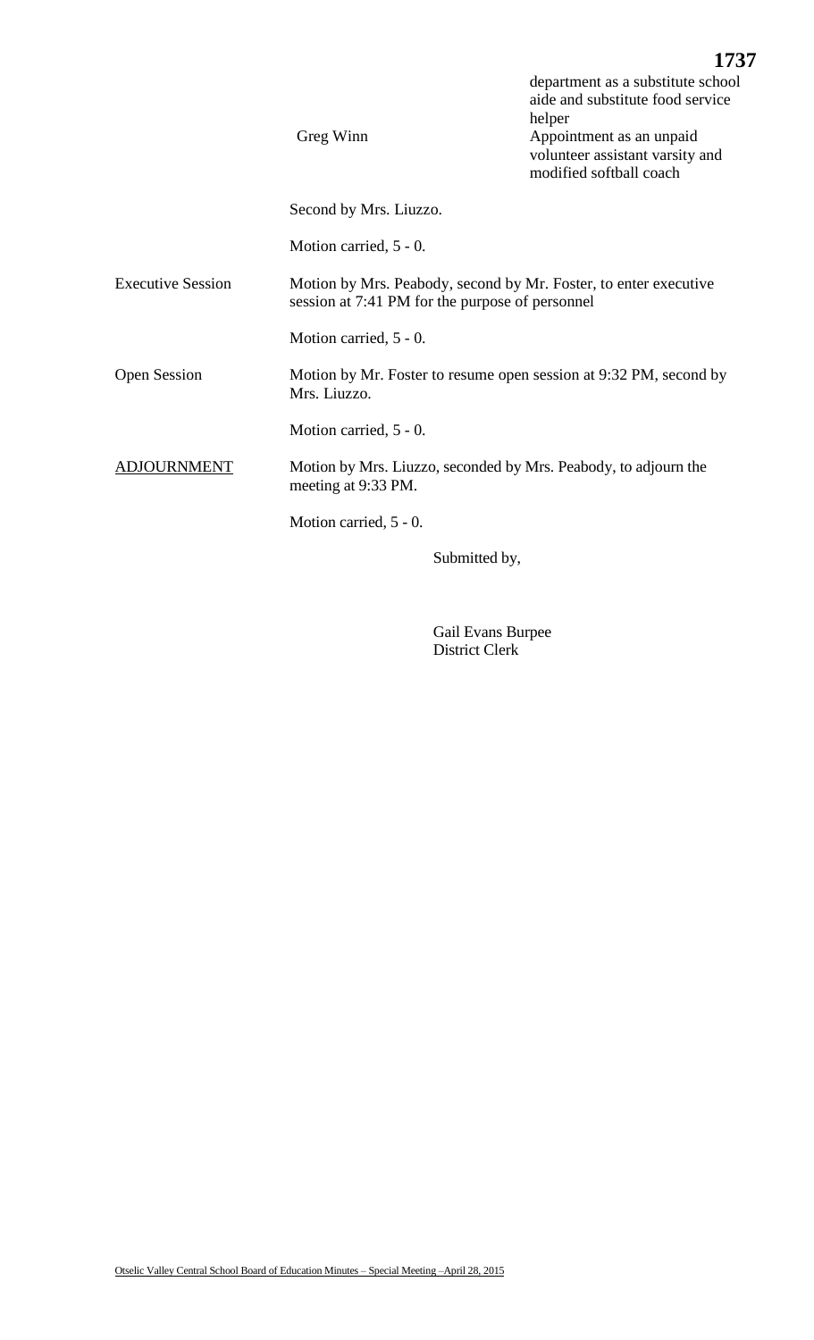| | | |
|---|---|---|
| | | department as a substitute school aide and substitute food service helper |
| | Greg Winn | Appointment as an unpaid volunteer assistant varsity and modified softball coach |

Second by Mrs. Liuzzo.

Motion carried, 5 - 0.

Executive Session

Motion by Mrs. Peabody, second by Mr. Foster, to enter executive session at 7:41 PM for the purpose of personnel

Motion carried, 5 - 0.

Open Session

Motion by Mr. Foster to resume open session at 9:32 PM, second by Mrs. Liuzzo.

Motion carried, 5 - 0.

ADJOURNMENT

Motion by Mrs. Liuzzo, seconded by Mrs. Peabody, to adjourn the meeting at 9:33 PM.

Motion carried, 5 - 0.

Submitted by,

Gail Evans Burpee
District Clerk